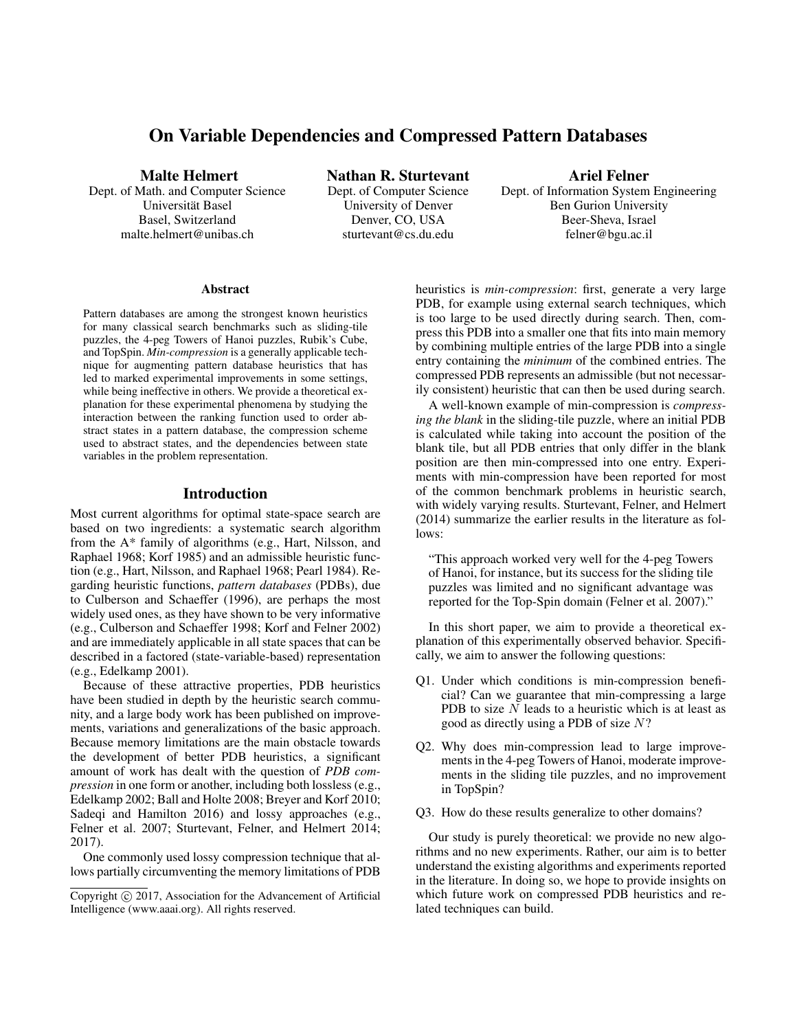# On Variable Dependencies and Compressed Pattern Databases

**Malte Helmert**
Dept. of Math. and Computer Science
Universität Basel
Basel, Switzerland
malte.helmert@unibas.ch

**Nathan R. Sturtevant**
Dept. of Computer Science
University of Denver
Denver, CO, USA
sturtevant@cs.du.edu

**Ariel Felner**
Dept. of Information System Engineering
Ben Gurion University
Beer-Sheva, Israel
felner@bgu.ac.il

## Abstract

Pattern databases are among the strongest known heuristics for many classical search benchmarks such as sliding-tile puzzles, the 4-peg Towers of Hanoi puzzles, Rubik's Cube, and TopSpin. *Min-compression* is a generally applicable technique for augmenting pattern database heuristics that has led to marked experimental improvements in some settings, while being ineffective in others. We provide a theoretical explanation for these experimental phenomena by studying the interaction between the ranking function used to order abstract states in a pattern database, the compression scheme used to abstract states, and the dependencies between state variables in the problem representation.

## Introduction

Most current algorithms for optimal state-space search are based on two ingredients: a systematic search algorithm from the A* family of algorithms (e.g., Hart, Nilsson, and Raphael 1968; Korf 1985) and an admissible heuristic function (e.g., Hart, Nilsson, and Raphael 1968; Pearl 1984). Regarding heuristic functions, *pattern databases* (PDBs), due to Culberson and Schaeffer (1996), are perhaps the most widely used ones, as they have shown to be very informative (e.g., Culberson and Schaeffer 1998; Korf and Felner 2002) and are immediately applicable in all state spaces that can be described in a factored (state-variable-based) representation (e.g., Edelkamp 2001).

Because of these attractive properties, PDB heuristics have been studied in depth by the heuristic search community, and a large body work has been published on improvements, variations and generalizations of the basic approach. Because memory limitations are the main obstacle towards the development of better PDB heuristics, a significant amount of work has dealt with the question of *PDB compression* in one form or another, including both lossless (e.g., Edelkamp 2002; Ball and Holte 2008; Breyer and Korf 2010; Sadeqi and Hamilton 2016) and lossy approaches (e.g., Felner et al. 2007; Sturtevant, Felner, and Helmert 2014; 2017).

One commonly used lossy compression technique that allows partially circumventing the memory limitations of PDB heuristics is *min-compression*: first, generate a very large PDB, for example using external search techniques, which is too large to be used directly during search. Then, compress this PDB into a smaller one that fits into main memory by combining multiple entries of the large PDB into a single entry containing the *minimum* of the combined entries. The compressed PDB represents an admissible (but not necessarily consistent) heuristic that can then be used during search.

A well-known example of min-compression is *compressing the blank* in the sliding-tile puzzle, where an initial PDB is calculated while taking into account the position of the blank tile, but all PDB entries that only differ in the blank position are then min-compressed into one entry. Experiments with min-compression have been reported for most of the common benchmark problems in heuristic search, with widely varying results. Sturtevant, Felner, and Helmert (2014) summarize the earlier results in the literature as follows:

> "This approach worked very well for the 4-peg Towers of Hanoi, for instance, but its success for the sliding tile puzzles was limited and no significant advantage was reported for the Top-Spin domain (Felner et al. 2007)."

In this short paper, we aim to provide a theoretical explanation of this experimentally observed behavior. Specifically, we aim to answer the following questions:

- Q1. Under which conditions is min-compression beneficial? Can we guarantee that min-compressing a large PDB to size $N$ leads to a heuristic which is at least as good as directly using a PDB of size $N$?
- Q2. Why does min-compression lead to large improvements in the 4-peg Towers of Hanoi, moderate improvements in the sliding tile puzzles, and no improvement in TopSpin?
- Q3. How do these results generalize to other domains?

Our study is purely theoretical: we provide no new algorithms and no new experiments. Rather, our aim is to better understand the existing algorithms and experiments reported in the literature. In doing so, we hope to provide insights on which future work on compressed PDB heuristics and related techniques can build.

Copyright © 2017, Association for the Advancement of Artificial Intelligence (www.aaai.org). All rights reserved.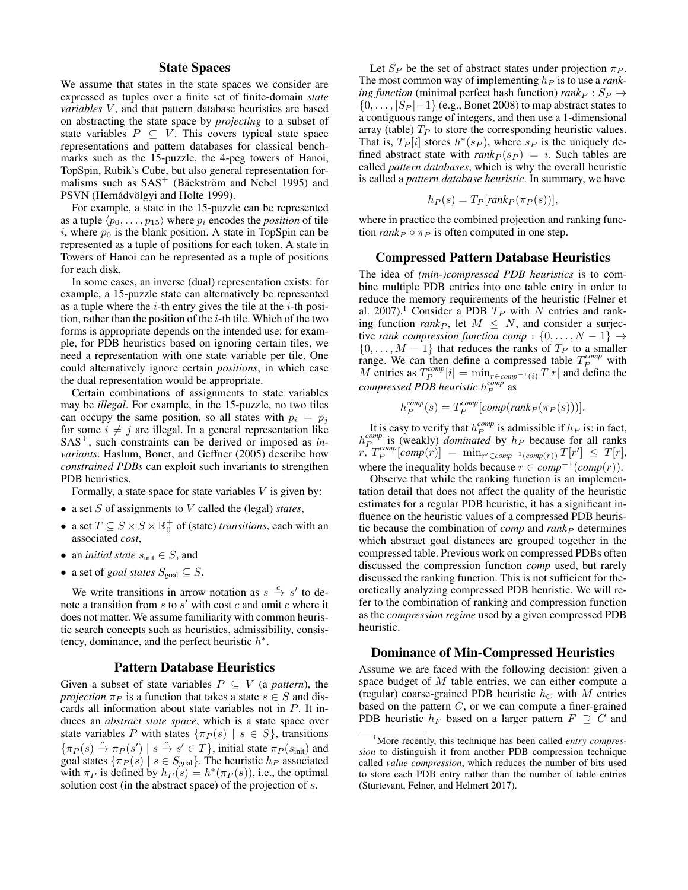## State Spaces

We assume that states in the state spaces we consider are expressed as tuples over a finite set of finite-domain *state variables* $V$, and that pattern database heuristics are based on abstracting the state space by *projecting* to a subset of state variables $P \subseteq V$. This covers typical state space representations and pattern databases for classical benchmarks such as the 15-puzzle, the 4-peg towers of Hanoi, TopSpin, Rubik's Cube, but also general representation formalisms such as $SAS^+$ (Bäckström and Nebel 1995) and PSVN (Hernádvölgyi and Holte 1999).

For example, a state in the 15-puzzle can be represented as a tuple $\langle p_0, \dots, p_{15} \rangle$ where $p_i$ encodes the *position* of tile $i$, where $p_0$ is the blank position. A state in TopSpin can be represented as a tuple of positions for each token. A state in Towers of Hanoi can be represented as a tuple of positions for each disk.

In some cases, an inverse (dual) representation exists: for example, a 15-puzzle state can alternatively be represented as a tuple where the $i$-th entry gives the tile at the $i$-th position, rather than the position of the $i$-th tile. Which of the two forms is appropriate depends on the intended use: for example, for PDB heuristics based on ignoring certain tiles, we need a representation with one state variable per tile. One could alternatively ignore certain *positions*, in which case the dual representation would be appropriate.

Certain combinations of assignments to state variables may be *illegal*. For example, in the 15-puzzle, no two tiles can occupy the same position, so all states with $p_i = p_j$ for some $i \neq j$ are illegal. In a general representation like $SAS^+$, such constraints can be derived or imposed as *invariants*. Haslum, Bonet, and Geffner (2005) describe how *constrained PDBs* can exploit such invariants to strengthen PDB heuristics.

Formally, a state space for state variables $V$ is given by:

- a set $S$ of assignments to $V$ called the (legal) *states*,
- a set $T \subseteq S \times S \times \mathbb{R}_0^+$ of (state) *transitions*, each with an associated *cost*,
- an *initial state* $s_{\text{init}} \in S$, and
- a set of *goal states* $S_{\text{goal}} \subseteq S$.

We write transitions in arrow notation as $s \xrightarrow{c} s'$ to denote a transition from $s$ to $s'$ with cost $c$ and omit $c$ where it does not matter. We assume familiarity with common heuristic search concepts such as heuristics, admissibility, consistency, dominance, and the perfect heuristic $h^*$.

## Pattern Database Heuristics

Given a subset of state variables $P \subseteq V$ (a *pattern*), the *projection* $\pi_P$ is a function that takes a state $s \in S$ and discards all information about state variables not in $P$. It induces an *abstract state space*, which is a state space over state variables $P$ with states $\{\pi_P(s) \mid s \in S\}$, transitions $\{\pi_P(s) \xrightarrow{c} \pi_P(s') \mid s \xrightarrow{c} s' \in T\}$, initial state $\pi_P(s_{\text{init}})$ and goal states $\{\pi_P(s) \mid s \in S_{\text{goal}}\}$. The heuristic $h_P$ associated with $\pi_P$ is defined by $h_P(s) = h^*(\pi_P(s))$, i.e., the optimal solution cost (in the abstract space) of the projection of $s$.

Let $S_P$ be the set of abstract states under projection $\pi_P$. The most common way of implementing $h_P$ is to use a *ranking function* (minimal perfect hash function) $rank_P : S_P \to \{0, \dots, |S_P|-1\}$ (e.g., Bonet 2008) to map abstract states to a contiguous range of integers, and then use a 1-dimensional array (table) $T_P$ to store the corresponding heuristic values. That is, $T_P[i]$ stores $h^*(s_P)$, where $s_P$ is the uniquely defined abstract state with $rank_P(s_P) = i$. Such tables are called *pattern databases*, which is why the overall heuristic is called a *pattern database heuristic*. In summary, we have

$$h_P(s) = T_P[rank_P(\pi_P(s))],$$

where in practice the combined projection and ranking function $rank_P \circ \pi_P$ is often computed in one step.

## Compressed Pattern Database Heuristics

The idea of *(min-)compressed PDB heuristics* is to combine multiple PDB entries into one table entry in order to reduce the memory requirements of the heuristic (Felner et al. 2007).[1] Consider a PDB $T_P$ with $N$ entries and ranking function $rank_P$, let $M \leq N$, and consider a surjective *rank compression function* $comp : \{0, \dots, N-1\} \to \{0, \dots, M-1\}$ that reduces the ranks of $T_P$ to a smaller range. We can then define a compressed table $T_P^{comp}$ with $M$ entries as $T_P^{comp}[i] = \min_{r \in comp^{-1}(i)} T[r]$ and define the *compressed PDB heuristic* $h_P^{comp}$ as

$$h_P^{comp}(s) = T_P^{comp}[comp(rank_P(\pi_P(s)))].$$

It is easy to verify that $h_P^{comp}$ is admissible if $h_P$ is: in fact, $h_P^{comp}$ is (weakly) *dominated* by $h_P$ because for all ranks $r$, $T_P^{comp}[comp(r)] = \min_{r' \in comp^{-1}(comp(r))} T[r'] \leq T[r]$, where the inequality holds because $r \in comp^{-1}(comp(r))$.

Observe that while the ranking function is an implementation detail that does not affect the quality of the heuristic estimates for a regular PDB heuristic, it has a significant influence on the heuristic values of a compressed PDB heuristic because the combination of *comp* and $rank_P$ determines which abstract goal distances are grouped together in the compressed table. Previous work on compressed PDBs often discussed the compression function *comp* used, but rarely discussed the ranking function. This is not sufficient for theoretically analyzing compressed PDB heuristic. We will refer to the combination of ranking and compression function as the *compression regime* used by a given compressed PDB heuristic.

## Dominance of Min-Compressed Heuristics

Assume we are faced with the following decision: given a space budget of $M$ table entries, we can either compute a (regular) coarse-grained PDB heuristic $h_C$ with $M$ entries based on the pattern $C$, or we can compute a finer-grained PDB heuristic $h_F$ based on a larger pattern $F \supseteq C$ and

[1] More recently, this technique has been called *entry compression* to distinguish it from another PDB compression technique called *value compression*, which reduces the number of bits used to store each PDB entry rather than the number of table entries (Sturtevant, Felner, and Helmert 2017).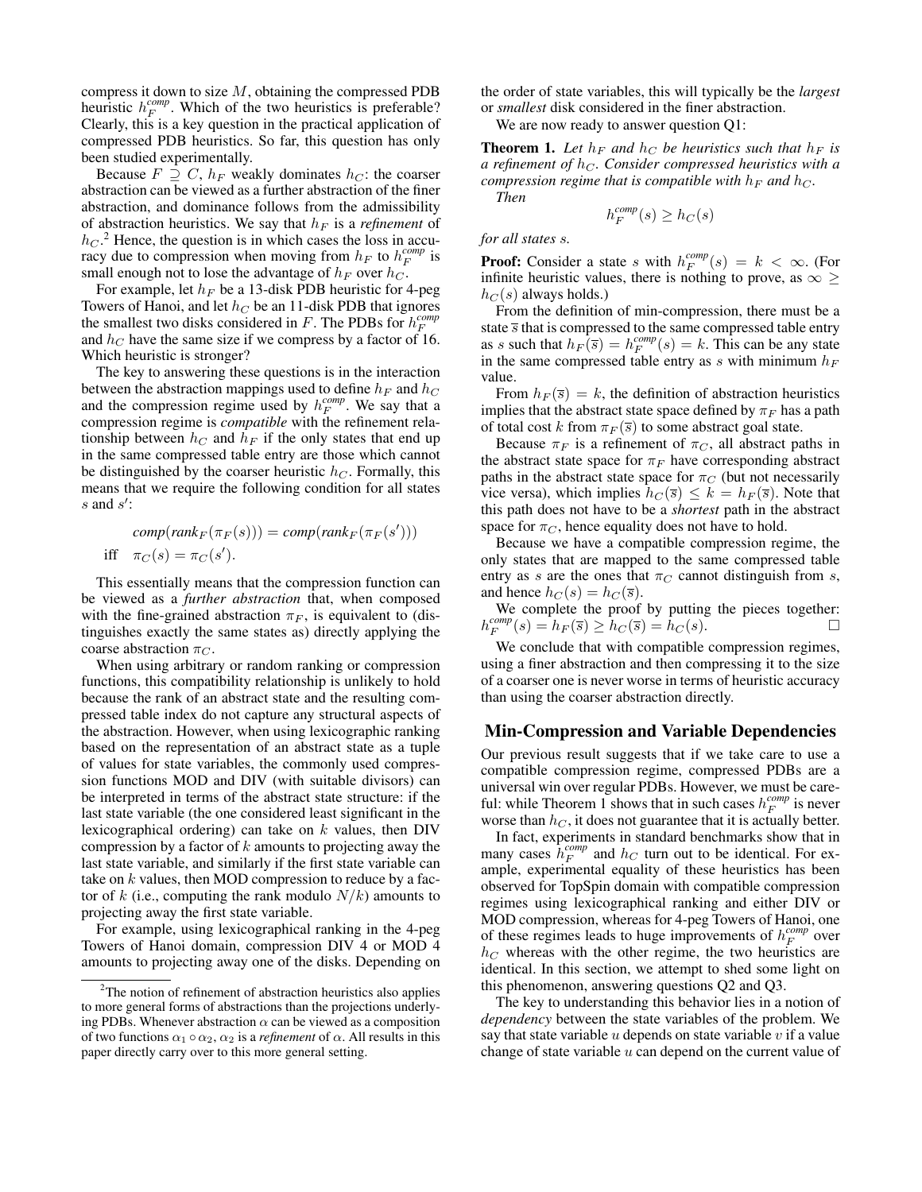compress it down to size $M$, obtaining the compressed PDB heuristic $h_F^{comp}$. Which of the two heuristics is preferable? Clearly, this is a key question in the practical application of compressed PDB heuristics. So far, this question has only been studied experimentally.

Because $F \supseteq C$, $h_F$ weakly dominates $h_C$: the coarser abstraction can be viewed as a further abstraction of the finer abstraction, and dominance follows from the admissibility of abstraction heuristics. We say that $h_F$ is a *refinement* of $h_C$.[2] Hence, the question is in which cases the loss in accuracy due to compression when moving from $h_F$ to $h_F^{comp}$ is small enough not to lose the advantage of $h_F$ over $h_C$.

For example, let $h_F$ be a 13-disk PDB heuristic for 4-peg Towers of Hanoi, and let $h_C$ be an 11-disk PDB that ignores the smallest two disks considered in $F$. The PDBs for $h_F^{comp}$ and $h_C$ have the same size if we compress by a factor of 16. Which heuristic is stronger?

The key to answering these questions is in the interaction between the abstraction mappings used to define $h_F$ and $h_C$ and the compression regime used by $h_F^{comp}$. We say that a compression regime is *compatible* with the refinement relationship between $h_C$ and $h_F$ if the only states that end up in the same compressed table entry are those which cannot be distinguished by the coarser heuristic $h_C$. Formally, this means that we require the following condition for all states $s$ and $s'$:

$$\begin{aligned} &\mathit{comp}(\mathit{rank}_F(\pi_F(s))) = \mathit{comp}(\mathit{rank}_F(\pi_F(s'))) \\ \text{iff} \quad &\pi_C(s) = \pi_C(s'). \end{aligned}$$

This essentially means that the compression function can be viewed as a *further abstraction* that, when composed with the fine-grained abstraction $\pi_F$, is equivalent to (distinguishes exactly the same states as) directly applying the coarse abstraction $\pi_C$.

When using arbitrary or random ranking or compression functions, this compatibility relationship is unlikely to hold because the rank of an abstract state and the resulting compressed table index do not capture any structural aspects of the abstraction. However, when using lexicographic ranking based on the representation of an abstract state as a tuple of values for state variables, the commonly used compression functions MOD and DIV (with suitable divisors) can be interpreted in terms of the abstract state structure: if the last state variable (the one considered least significant in the lexicographical ordering) can take on $k$ values, then DIV compression by a factor of $k$ amounts to projecting away the last state variable, and similarly if the first state variable can take on $k$ values, then MOD compression to reduce by a factor of $k$ (i.e., computing the rank modulo $N/k$) amounts to projecting away the first state variable.

For example, using lexicographical ranking in the 4-peg Towers of Hanoi domain, compression DIV 4 or MOD 4 amounts to projecting away one of the disks. Depending on the order of state variables, this will typically be the *largest* or *smallest* disk considered in the finer abstraction.

We are now ready to answer question Q1:

**Theorem 1.** *Let $h_F$ and $h_C$ be heuristics such that $h_F$ is a refinement of $h_C$. Consider compressed heuristics with a compression regime that is compatible with $h_F$ and $h_C$. Then*

$$h_F^{comp}(s) \geq h_C(s)$$

*for all states $s$.*

**Proof:** Consider a state $s$ with $h_F^{comp}(s) = k < \infty$. (For infinite heuristic values, there is nothing to prove, as $\infty \geq h_C(s)$ always holds.)

From the definition of min-compression, there must be a state $\overline{s}$ that is compressed to the same compressed table entry as $s$ such that $h_F(\overline{s}) = h_F^{comp}(s) = k$. This can be any state in the same compressed table entry as $s$ with minimum $h_F$ value.

From $h_F(\overline{s}) = k$, the definition of abstraction heuristics implies that the abstract state space defined by $\pi_F$ has a path of total cost $k$ from $\pi_F(\overline{s})$ to some abstract goal state.

Because $\pi_F$ is a refinement of $\pi_C$, all abstract paths in the abstract state space for $\pi_F$ have corresponding abstract paths in the abstract state space for $\pi_C$ (but not necessarily vice versa), which implies $h_C(\overline{s}) \leq k = h_F(\overline{s})$. Note that this path does not have to be a *shortest* path in the abstract space for $\pi_C$, hence equality does not have to hold.

Because we have a compatible compression regime, the only states that are mapped to the same compressed table entry as $s$ are the ones that $\pi_C$ cannot distinguish from $s$, and hence $h_C(s) = h_C(\overline{s})$.

We complete the proof by putting the pieces together: $h_F^{comp}(s) = h_F(\overline{s}) \geq h_C(\overline{s}) = h_C(s)$. □

We conclude that with compatible compression regimes, using a finer abstraction and then compressing it to the size of a coarser one is never worse in terms of heuristic accuracy than using the coarser abstraction directly.

## Min-Compression and Variable Dependencies

Our previous result suggests that if we take care to use a compatible compression regime, compressed PDBs are a universal win over regular PDBs. However, we must be careful: while Theorem 1 shows that in such cases $h_F^{comp}$ is never worse than $h_C$, it does not guarantee that it is actually better.

In fact, experiments in standard benchmarks show that in many cases $h_F^{comp}$ and $h_C$ turn out to be identical. For example, experimental equality of these heuristics has been observed for TopSpin domain with compatible compression regimes using lexicographical ranking and either DIV or MOD compression, whereas for 4-peg Towers of Hanoi, one of these regimes leads to huge improvements of $h_F^{comp}$ over $h_C$ whereas with the other regime, the two heuristics are identical. In this section, we attempt to shed some light on this phenomenon, answering questions Q2 and Q3.

The key to understanding this behavior lies in a notion of *dependency* between the state variables of the problem. We say that state variable $u$ depends on state variable $v$ if a value change of state variable $u$ can depend on the current value of

[2] The notion of refinement of abstraction heuristics also applies to more general forms of abstractions than the projections underlying PDBs. Whenever abstraction $\alpha$ can be viewed as a composition of two functions $\alpha_1 \circ \alpha_2$, $\alpha_2$ is a *refinement* of $\alpha$. All results in this paper directly carry over to this more general setting.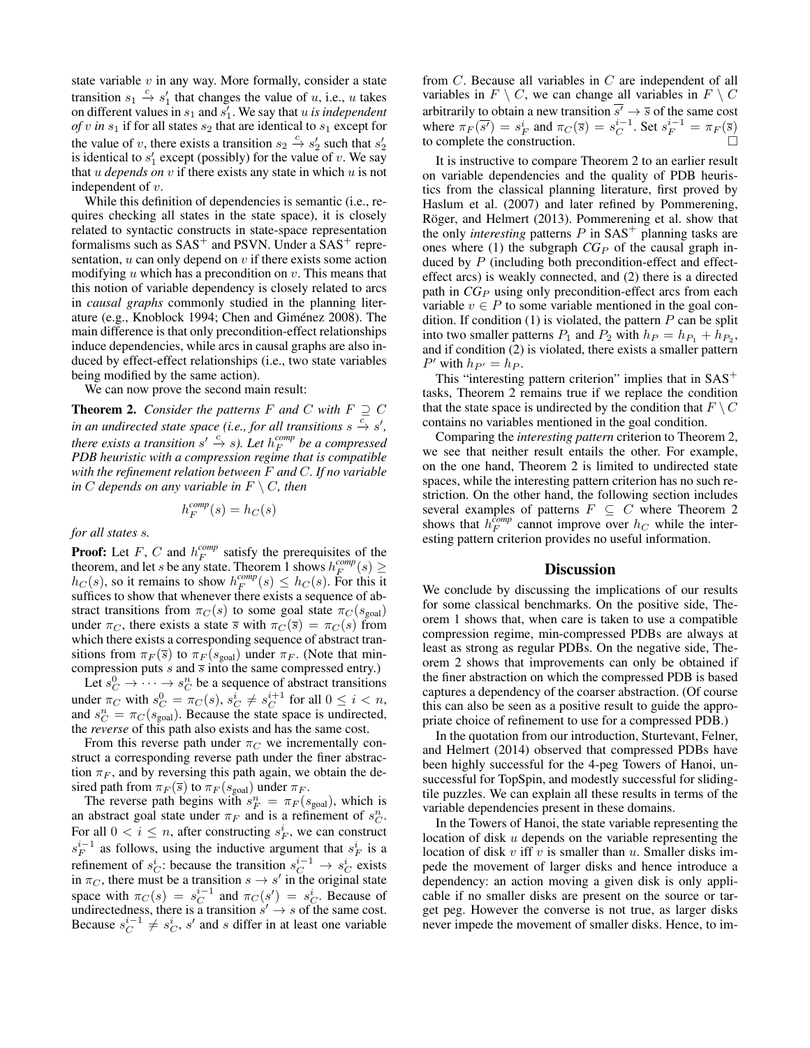state variable $v$ in any way. More formally, consider a state transition $s_1 \xrightarrow{c} s'_1$ that changes the value of $u$, i.e., $u$ takes on different values in $s_1$ and $s'_1$. We say that $u$ *is independent of* $v$ *in* $s_1$ if for all states $s_2$ that are identical to $s_1$ except for the value of $v$, there exists a transition $s_2 \xrightarrow{c} s'_2$ such that $s'_2$ is identical to $s'_1$ except (possibly) for the value of $v$. We say that $u$ *depends on* $v$ if there exists any state in which $u$ is not independent of $v$.

While this definition of dependencies is semantic (i.e., requires checking all states in the state space), it is closely related to syntactic constructs in state-space representation formalisms such as SAS$^+$ and PSVN. Under a SAS$^+$ representation, $u$ can only depend on $v$ if there exists some action modifying $u$ which has a precondition on $v$. This means that this notion of variable dependency is closely related to arcs in *causal graphs* commonly studied in the planning literature (e.g., Knoblock 1994; Chen and Giménez 2008). The main difference is that only precondition-effect relationships induce dependencies, while arcs in causal graphs are also induced by effect-effect relationships (i.e., two state variables being modified by the same action).

We can now prove the second main result:

**Theorem 2.** *Consider the patterns $F$ and $C$ with $F \supseteq C$ in an undirected state space (i.e., for all transitions $s \xrightarrow{c} s'$, there exists a transition $s' \xrightarrow{c} s$). Let $h_F^{comp}$ be a compressed PDB heuristic with a compression regime that is compatible with the refinement relation between $F$ and $C$. If no variable in $C$ depends on any variable in $F \setminus C$, then*

$$h_F^{comp}(s) = h_C(s)$$

*for all states $s$.*

**Proof:** Let $F$, $C$ and $h_F^{comp}$ satisfy the prerequisites of the theorem, and let $s$ be any state. Theorem 1 shows $h_F^{comp}(s) \geq h_C(s)$, so it remains to show $h_F^{comp}(s) \leq h_C(s)$. For this it suffices to show that whenever there exists a sequence of abstract transitions from $\pi_C(s)$ to some goal state $\pi_C(s_{\text{goal}})$ under $\pi_C$, there exists a state $\bar{s}$ with $\pi_C(\bar{s}) = \pi_C(s)$ from which there exists a corresponding sequence of abstract transitions from $\pi_F(\bar{s})$ to $\pi_F(s_{\text{goal}})$ under $\pi_F$. (Note that min-compression puts $s$ and $\bar{s}$ into the same compressed entry.)

Let $s_C^0 \to \cdots \to s_C^n$ be a sequence of abstract transitions under $\pi_C$ with $s_C^0 = \pi_C(s)$, $s_C^i \neq s_C^{i+1}$ for all $0 \leq i < n$, and $s_C^n = \pi_C(s_{\text{goal}})$. Because the state space is undirected, the *reverse* of this path also exists and has the same cost.

From this reverse path under $\pi_C$ we incrementally construct a corresponding reverse path under the finer abstraction $\pi_F$, and by reversing this path again, we obtain the desired path from $\pi_F(\bar{s})$ to $\pi_F(s_{\text{goal}})$ under $\pi_F$.

The reverse path begins with $s_F^n = \pi_F(s_{\text{goal}})$, which is an abstract goal state under $\pi_F$ and is a refinement of $s_C^n$. For all $0 < i \leq n$, after constructing $s_F^i$, we can construct $s_F^{i-1}$ as follows, using the inductive argument that $s_F^i$ is a refinement of $s_C^i$: because the transition $s_C^{i-1} \to s_C^i$ exists in $\pi_C$, there must be a transition $s \to s'$ in the original state space with $\pi_C(s) = s_C^{i-1}$ and $\pi_C(s') = s_C^i$. Because of undirectedness, there is a transition $s' \to s$ of the same cost. Because $s_C^{i-1} \neq s_C^i$, $s'$ and $s$ differ in at least one variable from $C$. Because all variables in $C$ are independent of all variables in $F \setminus C$, we can change all variables in $F \setminus C$ arbitrarily to obtain a new transition $\overline{s'} \to \bar{s}$ of the same cost where $\pi_F(\overline{s'}) = s_F^i$ and $\pi_C(\bar{s}) = s_C^{i-1}$. Set $s_F^{i-1} = \pi_F(\bar{s})$ to complete the construction. □

It is instructive to compare Theorem 2 to an earlier result on variable dependencies and the quality of PDB heuristics from the classical planning literature, first proved by Haslum et al. (2007) and later refined by Pommerening, Röger, and Helmert (2013). Pommerening et al. show that the only *interesting* patterns $P$ in SAS$^+$ planning tasks are ones where (1) the subgraph $CG_P$ of the causal graph induced by $P$ (including both precondition-effect and effect-effect arcs) is weakly connected, and (2) there is a directed path in $CG_P$ using only precondition-effect arcs from each variable $v \in P$ to some variable mentioned in the goal condition. If condition (1) is violated, the pattern $P$ can be split into two smaller patterns $P_1$ and $P_2$ with $h_P = h_{P_1} + h_{P_2}$, and if condition (2) is violated, there exists a smaller pattern $P'$ with $h_{P'} = h_P$.

This "interesting pattern criterion" implies that in SAS$^+$ tasks, Theorem 2 remains true if we replace the condition that the state space is undirected by the condition that $F \setminus C$ contains no variables mentioned in the goal condition.

Comparing the *interesting pattern* criterion to Theorem 2, we see that neither result entails the other. For example, on the one hand, Theorem 2 is limited to undirected state spaces, while the interesting pattern criterion has no such restriction. On the other hand, the following section includes several examples of patterns $F \subseteq C$ where Theorem 2 shows that $h_F^{comp}$ cannot improve over $h_C$ while the interesting pattern criterion provides no useful information.

## Discussion

We conclude by discussing the implications of our results for some classical benchmarks. On the positive side, Theorem 1 shows that, when care is taken to use a compatible compression regime, min-compressed PDBs are always at least as strong as regular PDBs. On the negative side, Theorem 2 shows that improvements can only be obtained if the finer abstraction on which the compressed PDB is based captures a dependency of the coarser abstraction. (Of course this can also be seen as a positive result to guide the appropriate choice of refinement to use for a compressed PDB.)

In the quotation from our introduction, Sturtevant, Felner, and Helmert (2014) observed that compressed PDBs have been highly successful for the 4-peg Towers of Hanoi, unsuccessful for TopSpin, and modestly successful for sliding-tile puzzles. We can explain all these results in terms of the variable dependencies present in these domains.

In the Towers of Hanoi, the state variable representing the location of disk $u$ depends on the variable representing the location of disk $v$ iff $v$ is smaller than $u$. Smaller disks impede the movement of larger disks and hence introduce a dependency: an action moving a given disk is only applicable if no smaller disks are present on the source or target peg. However the converse is not true, as larger disks never impede the movement of smaller disks. Hence, to im-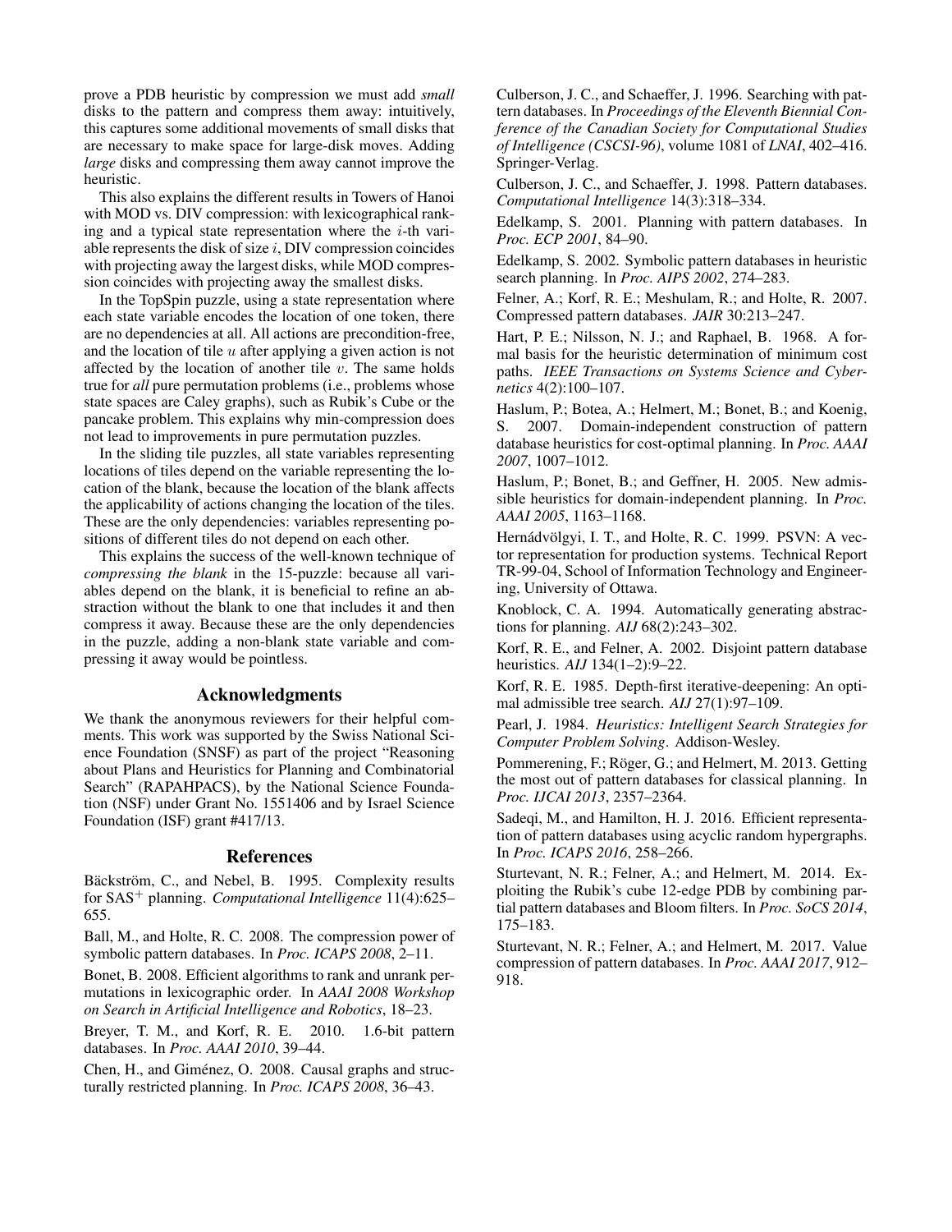prove a PDB heuristic by compression we must add *small* disks to the pattern and compress them away: intuitively, this captures some additional movements of small disks that are necessary to make space for large-disk moves. Adding *large* disks and compressing them away cannot improve the heuristic.

This also explains the different results in Towers of Hanoi with MOD vs. DIV compression: with lexicographical ranking and a typical state representation where the $i$-th variable represents the disk of size $i$, DIV compression coincides with projecting away the largest disks, while MOD compression coincides with projecting away the smallest disks.

In the TopSpin puzzle, using a state representation where each state variable encodes the location of one token, there are no dependencies at all. All actions are precondition-free, and the location of tile $u$ after applying a given action is not affected by the location of another tile $v$. The same holds true for *all* pure permutation problems (i.e., problems whose state spaces are Caley graphs), such as Rubik's Cube or the pancake problem. This explains why min-compression does not lead to improvements in pure permutation puzzles.

In the sliding tile puzzles, all state variables representing locations of tiles depend on the variable representing the location of the blank, because the location of the blank affects the applicability of actions changing the location of the tiles. These are the only dependencies: variables representing positions of different tiles do not depend on each other.

This explains the success of the well-known technique of *compressing the blank* in the 15-puzzle: because all variables depend on the blank, it is beneficial to refine an abstraction without the blank to one that includes it and then compress it away. Because these are the only dependencies in the puzzle, adding a non-blank state variable and compressing it away would be pointless.

## Acknowledgments

We thank the anonymous reviewers for their helpful comments. This work was supported by the Swiss National Science Foundation (SNSF) as part of the project "Reasoning about Plans and Heuristics for Planning and Combinatorial Search" (RAPAHPACS), by the National Science Foundation (NSF) under Grant No. 1551406 and by Israel Science Foundation (ISF) grant #417/13.

## References

Bäckström, C., and Nebel, B. 1995. Complexity results for SAS$^+$ planning. *Computational Intelligence* 11(4):625–655.

Ball, M., and Holte, R. C. 2008. The compression power of symbolic pattern databases. In *Proc. ICAPS 2008*, 2–11.

Bonet, B. 2008. Efficient algorithms to rank and unrank permutations in lexicographic order. In *AAAI 2008 Workshop on Search in Artificial Intelligence and Robotics*, 18–23.

Breyer, T. M., and Korf, R. E. 2010. 1.6-bit pattern databases. In *Proc. AAAI 2010*, 39–44.

Chen, H., and Giménez, O. 2008. Causal graphs and structurally restricted planning. In *Proc. ICAPS 2008*, 36–43.

Culberson, J. C., and Schaeffer, J. 1996. Searching with pattern databases. In *Proceedings of the Eleventh Biennial Conference of the Canadian Society for Computational Studies of Intelligence (CSCSI-96)*, volume 1081 of *LNAI*, 402–416. Springer-Verlag.

Culberson, J. C., and Schaeffer, J. 1998. Pattern databases. *Computational Intelligence* 14(3):318–334.

Edelkamp, S. 2001. Planning with pattern databases. In *Proc. ECP 2001*, 84–90.

Edelkamp, S. 2002. Symbolic pattern databases in heuristic search planning. In *Proc. AIPS 2002*, 274–283.

Felner, A.; Korf, R. E.; Meshulam, R.; and Holte, R. 2007. Compressed pattern databases. *JAIR* 30:213–247.

Hart, P. E.; Nilsson, N. J.; and Raphael, B. 1968. A formal basis for the heuristic determination of minimum cost paths. *IEEE Transactions on Systems Science and Cybernetics* 4(2):100–107.

Haslum, P.; Botea, A.; Helmert, M.; Bonet, B.; and Koenig, S. 2007. Domain-independent construction of pattern database heuristics for cost-optimal planning. In *Proc. AAAI 2007*, 1007–1012.

Haslum, P.; Bonet, B.; and Geffner, H. 2005. New admissible heuristics for domain-independent planning. In *Proc. AAAI 2005*, 1163–1168.

Hernádvölgyi, I. T., and Holte, R. C. 1999. PSVN: A vector representation for production systems. Technical Report TR-99-04, School of Information Technology and Engineering, University of Ottawa.

Knoblock, C. A. 1994. Automatically generating abstractions for planning. *AIJ* 68(2):243–302.

Korf, R. E., and Felner, A. 2002. Disjoint pattern database heuristics. *AIJ* 134(1–2):9–22.

Korf, R. E. 1985. Depth-first iterative-deepening: An optimal admissible tree search. *AIJ* 27(1):97–109.

Pearl, J. 1984. *Heuristics: Intelligent Search Strategies for Computer Problem Solving*. Addison-Wesley.

Pommerening, F.; Röger, G.; and Helmert, M. 2013. Getting the most out of pattern databases for classical planning. In *Proc. IJCAI 2013*, 2357–2364.

Sadeqi, M., and Hamilton, H. J. 2016. Efficient representation of pattern databases using acyclic random hypergraphs. In *Proc. ICAPS 2016*, 258–266.

Sturtevant, N. R.; Felner, A.; and Helmert, M. 2014. Exploiting the Rubik's cube 12-edge PDB by combining partial pattern databases and Bloom filters. In *Proc. SoCS 2014*, 175–183.

Sturtevant, N. R.; Felner, A.; and Helmert, M. 2017. Value compression of pattern databases. In *Proc. AAAI 2017*, 912–918.